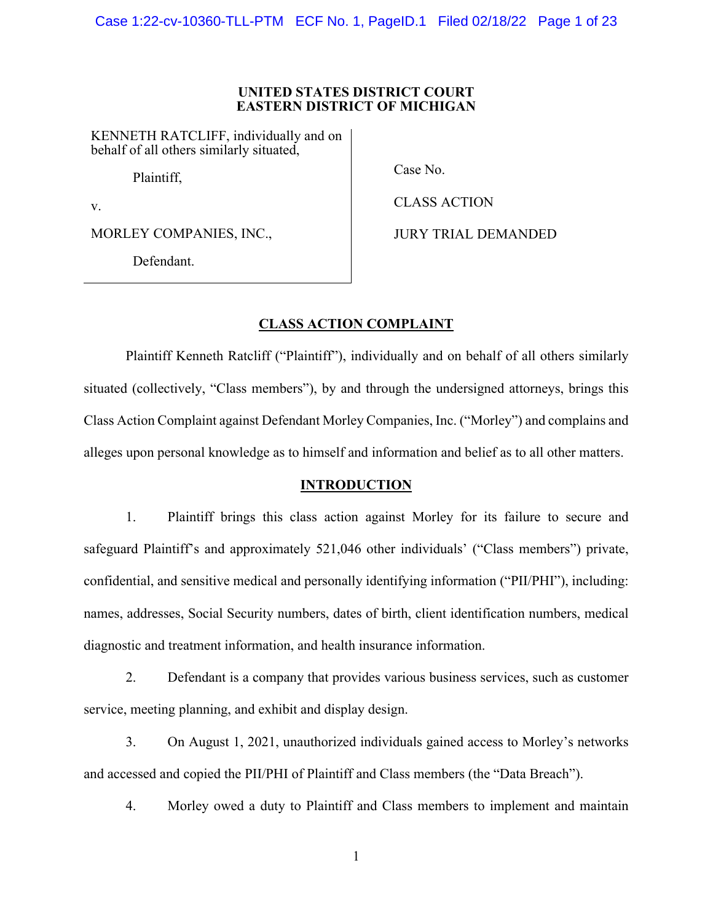**UNITED STATES DISTRICT COURT**
**EASTERN DISTRICT OF MICHIGAN**

KENNETH RATCLIFF, individually and on behalf of all others similarly situated,

Plaintiff,

v.

MORLEY COMPANIES, INC.,

Defendant.

Case No.

CLASS ACTION

JURY TRIAL DEMANDED

## CLASS ACTION COMPLAINT

Plaintiff Kenneth Ratcliff ("Plaintiff"), individually and on behalf of all others similarly situated (collectively, "Class members"), by and through the undersigned attorneys, brings this Class Action Complaint against Defendant Morley Companies, Inc. ("Morley") and complains and alleges upon personal knowledge as to himself and information and belief as to all other matters.

## INTRODUCTION

1. Plaintiff brings this class action against Morley for its failure to secure and safeguard Plaintiff's and approximately 521,046 other individuals' ("Class members") private, confidential, and sensitive medical and personally identifying information ("PII/PHI"), including: names, addresses, Social Security numbers, dates of birth, client identification numbers, medical diagnostic and treatment information, and health insurance information.

2. Defendant is a company that provides various business services, such as customer service, meeting planning, and exhibit and display design.

3. On August 1, 2021, unauthorized individuals gained access to Morley's networks and accessed and copied the PII/PHI of Plaintiff and Class members (the "Data Breach").

4. Morley owed a duty to Plaintiff and Class members to implement and maintain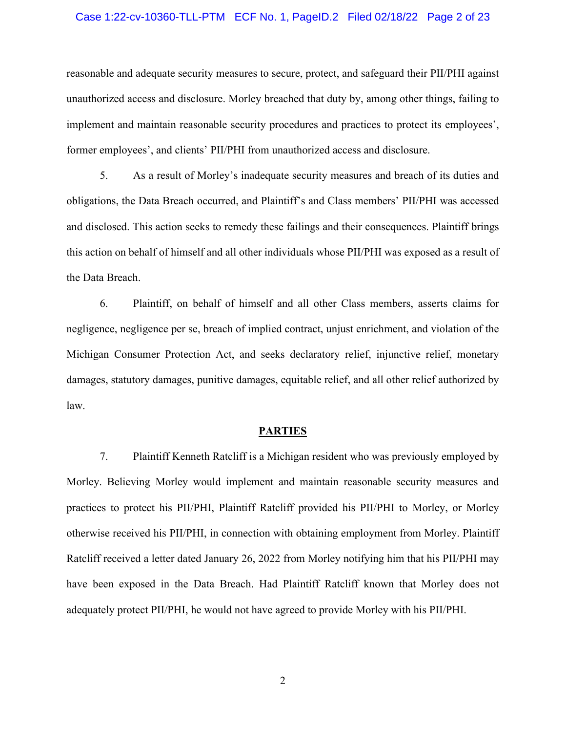reasonable and adequate security measures to secure, protect, and safeguard their PII/PHI against unauthorized access and disclosure. Morley breached that duty by, among other things, failing to implement and maintain reasonable security procedures and practices to protect its employees', former employees', and clients' PII/PHI from unauthorized access and disclosure.

5. As a result of Morley's inadequate security measures and breach of its duties and obligations, the Data Breach occurred, and Plaintiff's and Class members' PII/PHI was accessed and disclosed. This action seeks to remedy these failings and their consequences. Plaintiff brings this action on behalf of himself and all other individuals whose PII/PHI was exposed as a result of the Data Breach.

6. Plaintiff, on behalf of himself and all other Class members, asserts claims for negligence, negligence per se, breach of implied contract, unjust enrichment, and violation of the Michigan Consumer Protection Act, and seeks declaratory relief, injunctive relief, monetary damages, statutory damages, punitive damages, equitable relief, and all other relief authorized by law.

## PARTIES

7. Plaintiff Kenneth Ratcliff is a Michigan resident who was previously employed by Morley. Believing Morley would implement and maintain reasonable security measures and practices to protect his PII/PHI, Plaintiff Ratcliff provided his PII/PHI to Morley, or Morley otherwise received his PII/PHI, in connection with obtaining employment from Morley. Plaintiff Ratcliff received a letter dated January 26, 2022 from Morley notifying him that his PII/PHI may have been exposed in the Data Breach. Had Plaintiff Ratcliff known that Morley does not adequately protect PII/PHI, he would not have agreed to provide Morley with his PII/PHI.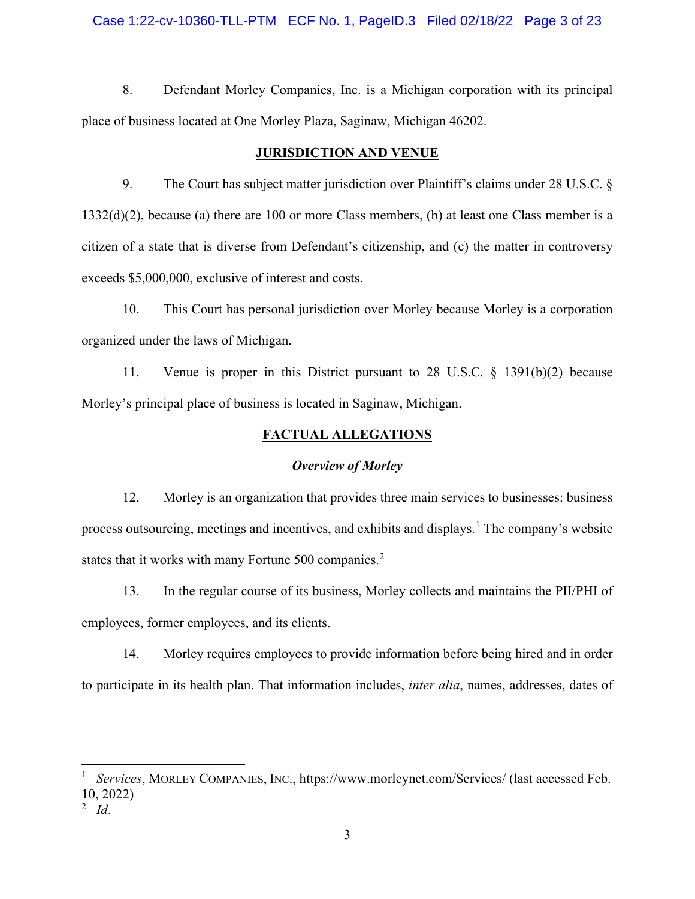8. Defendant Morley Companies, Inc. is a Michigan corporation with its principal place of business located at One Morley Plaza, Saginaw, Michigan 46202.

## JURISDICTION AND VENUE

9. The Court has subject matter jurisdiction over Plaintiff's claims under 28 U.S.C. § 1332(d)(2), because (a) there are 100 or more Class members, (b) at least one Class member is a citizen of a state that is diverse from Defendant's citizenship, and (c) the matter in controversy exceeds $5,000,000, exclusive of interest and costs.

10. This Court has personal jurisdiction over Morley because Morley is a corporation organized under the laws of Michigan.

11. Venue is proper in this District pursuant to 28 U.S.C. § 1391(b)(2) because Morley's principal place of business is located in Saginaw, Michigan.

## FACTUAL ALLEGATIONS

### *Overview of Morley*

12. Morley is an organization that provides three main services to businesses: business process outsourcing, meetings and incentives, and exhibits and displays.[1] The company's website states that it works with many Fortune 500 companies.[2]

13. In the regular course of its business, Morley collects and maintains the PII/PHI of employees, former employees, and its clients.

14. Morley requires employees to provide information before being hired and in order to participate in its health plan. That information includes, *inter alia*, names, addresses, dates of

---

[1] *Services*, MORLEY COMPANIES, INC., https://www.morleynet.com/Services/ (last accessed Feb. 10, 2022)

[2] *Id*.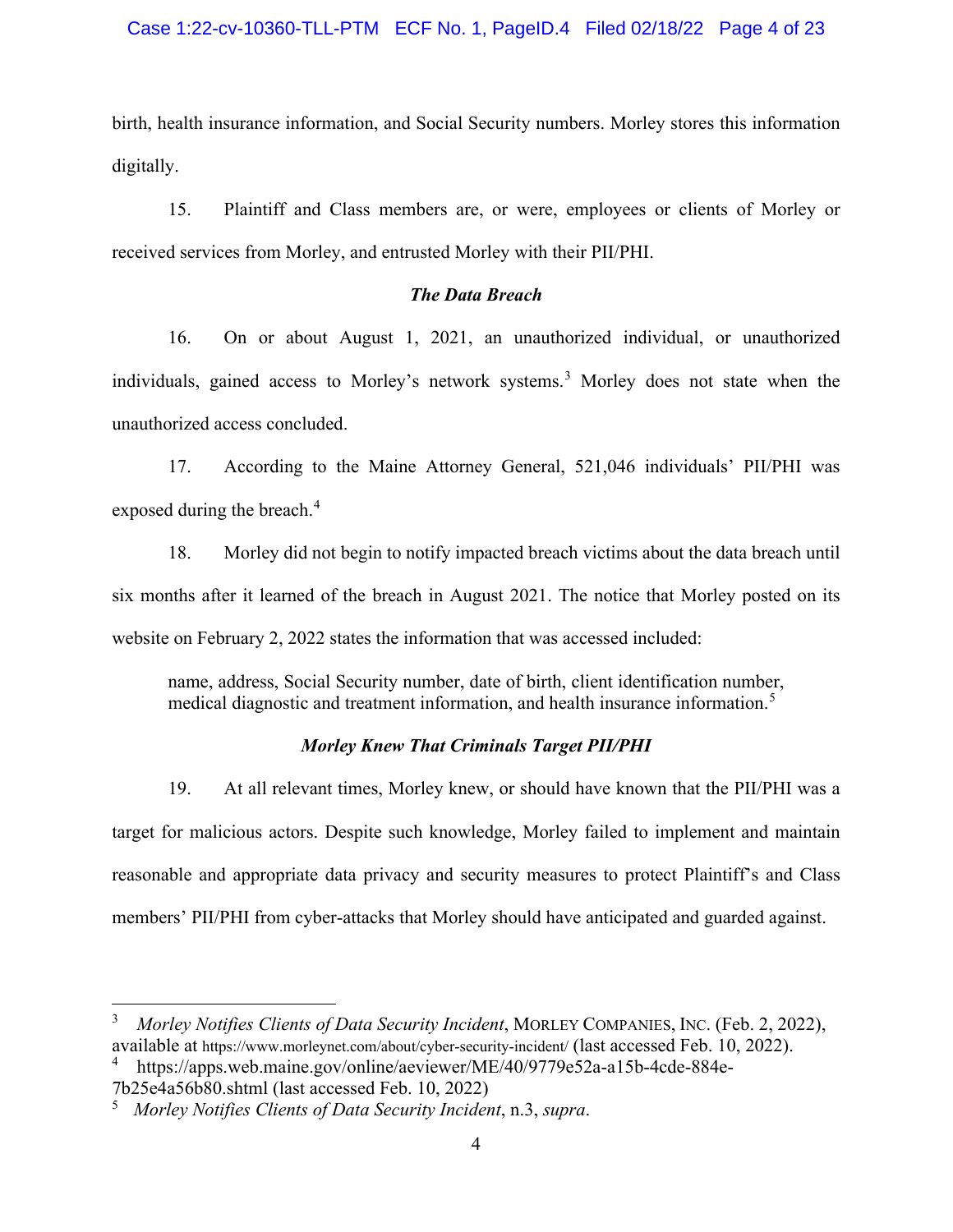birth, health insurance information, and Social Security numbers. Morley stores this information digitally.

15. Plaintiff and Class members are, or were, employees or clients of Morley or received services from Morley, and entrusted Morley with their PII/PHI.

### *The Data Breach*

16. On or about August 1, 2021, an unauthorized individual, or unauthorized individuals, gained access to Morley's network systems.[3] Morley does not state when the unauthorized access concluded.

17. According to the Maine Attorney General, 521,046 individuals' PII/PHI was exposed during the breach.[4]

18. Morley did not begin to notify impacted breach victims about the data breach until six months after it learned of the breach in August 2021. The notice that Morley posted on its website on February 2, 2022 states the information that was accessed included:

> name, address, Social Security number, date of birth, client identification number, medical diagnostic and treatment information, and health insurance information.[5]

### *Morley Knew That Criminals Target PII/PHI*

19. At all relevant times, Morley knew, or should have known that the PII/PHI was a target for malicious actors. Despite such knowledge, Morley failed to implement and maintain reasonable and appropriate data privacy and security measures to protect Plaintiff's and Class members' PII/PHI from cyber-attacks that Morley should have anticipated and guarded against.

---

[3] *Morley Notifies Clients of Data Security Incident*, MORLEY COMPANIES, INC. (Feb. 2, 2022), available at https://www.morleynet.com/about/cyber-security-incident/ (last accessed Feb. 10, 2022).

[4] https://apps.web.maine.gov/online/aeviewer/ME/40/9779e52a-a15b-4cde-884e-7b25e4a56b80.shtml (last accessed Feb. 10, 2022)

[5] *Morley Notifies Clients of Data Security Incident*, n.3, *supra*.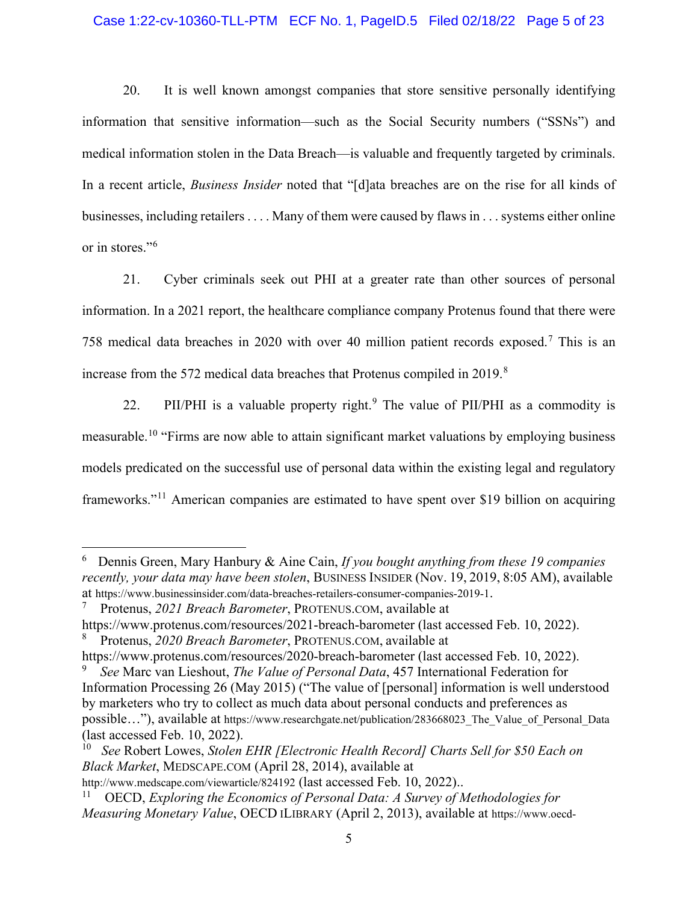20. It is well known amongst companies that store sensitive personally identifying information that sensitive information—such as the Social Security numbers ("SSNs") and medical information stolen in the Data Breach—is valuable and frequently targeted by criminals. In a recent article, *Business Insider* noted that "[d]ata breaches are on the rise for all kinds of businesses, including retailers . . . . Many of them were caused by flaws in . . . systems either online or in stores."[6]

21. Cyber criminals seek out PHI at a greater rate than other sources of personal information. In a 2021 report, the healthcare compliance company Protenus found that there were 758 medical data breaches in 2020 with over 40 million patient records exposed.[7] This is an increase from the 572 medical data breaches that Protenus compiled in 2019.[8]

22. PII/PHI is a valuable property right.[9] The value of PII/PHI as a commodity is measurable.[10] "Firms are now able to attain significant market valuations by employing business models predicated on the successful use of personal data within the existing legal and regulatory frameworks."[11] American companies are estimated to have spent over $19 billion on acquiring

---

[6] Dennis Green, Mary Hanbury & Aine Cain, *If you bought anything from these 19 companies recently, your data may have been stolen*, BUSINESS INSIDER (Nov. 19, 2019, 8:05 AM), available at https://www.businessinsider.com/data-breaches-retailers-consumer-companies-2019-1.

[7] Protenus, *2021 Breach Barometer*, PROTENUS.COM, available at https://www.protenus.com/resources/2021-breach-barometer (last accessed Feb. 10, 2022).

[8] Protenus, *2020 Breach Barometer*, PROTENUS.COM, available at https://www.protenus.com/resources/2020-breach-barometer (last accessed Feb. 10, 2022).

[9] *See* Marc van Lieshout, *The Value of Personal Data*, 457 International Federation for Information Processing 26 (May 2015) ("The value of [personal] information is well understood by marketers who try to collect as much data about personal conducts and preferences as possible…"), available at https://www.researchgate.net/publication/283668023_The_Value_of_Personal_Data (last accessed Feb. 10, 2022).

[10] *See* Robert Lowes, *Stolen EHR [Electronic Health Record] Charts Sell for $50 Each on Black Market*, MEDSCAPE.COM (April 28, 2014), available at http://www.medscape.com/viewarticle/824192 (last accessed Feb. 10, 2022)..

[11] OECD, *Exploring the Economics of Personal Data: A Survey of Methodologies for Measuring Monetary Value*, OECD ILIBRARY (April 2, 2013), available at https://www.oecd-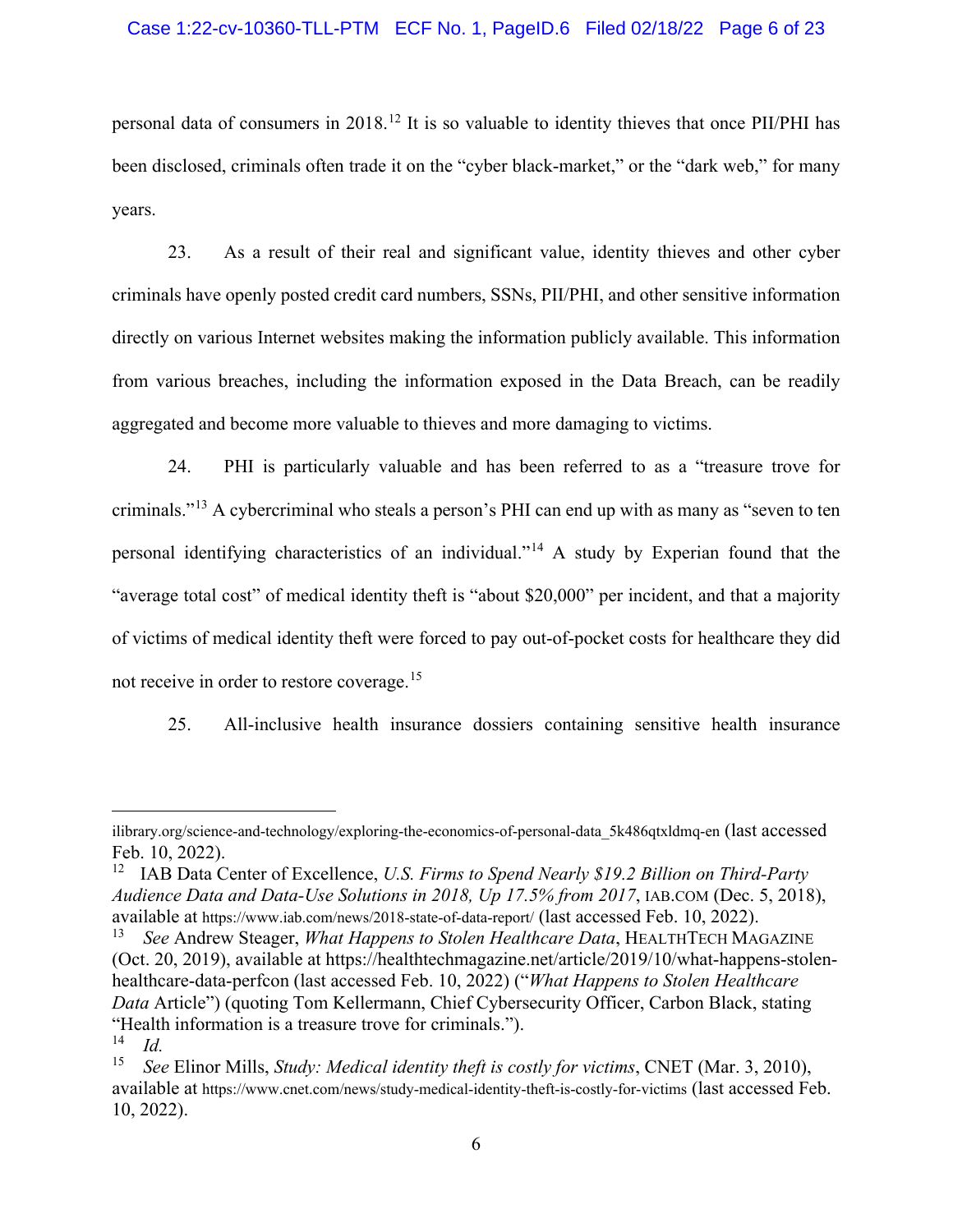personal data of consumers in 2018.[12] It is so valuable to identity thieves that once PII/PHI has been disclosed, criminals often trade it on the "cyber black-market," or the "dark web," for many years.

23. As a result of their real and significant value, identity thieves and other cyber criminals have openly posted credit card numbers, SSNs, PII/PHI, and other sensitive information directly on various Internet websites making the information publicly available. This information from various breaches, including the information exposed in the Data Breach, can be readily aggregated and become more valuable to thieves and more damaging to victims.

24. PHI is particularly valuable and has been referred to as a "treasure trove for criminals."[13] A cybercriminal who steals a person's PHI can end up with as many as "seven to ten personal identifying characteristics of an individual."[14] A study by Experian found that the "average total cost" of medical identity theft is "about $20,000" per incident, and that a majority of victims of medical identity theft were forced to pay out-of-pocket costs for healthcare they did not receive in order to restore coverage.[15]

25. All-inclusive health insurance dossiers containing sensitive health insurance

---

ilibrary.org/science-and-technology/exploring-the-economics-of-personal-data_5k486qtxldmq-en (last accessed Feb. 10, 2022).

[12] IAB Data Center of Excellence, *U.S. Firms to Spend Nearly $19.2 Billion on Third-Party Audience Data and Data-Use Solutions in 2018, Up 17.5% from 2017*, IAB.COM (Dec. 5, 2018), available at https://www.iab.com/news/2018-state-of-data-report/ (last accessed Feb. 10, 2022).

[13] *See* Andrew Steager, *What Happens to Stolen Healthcare Data*, HEALTHTECH MAGAZINE (Oct. 20, 2019), available at https://healthtechmagazine.net/article/2019/10/what-happens-stolen-healthcare-data-perfcon (last accessed Feb. 10, 2022) ("*What Happens to Stolen Healthcare Data* Article") (quoting Tom Kellermann, Chief Cybersecurity Officer, Carbon Black, stating "Health information is a treasure trove for criminals.").

[14] *Id.*

[15] *See* Elinor Mills, *Study: Medical identity theft is costly for victims*, CNET (Mar. 3, 2010), available at https://www.cnet.com/news/study-medical-identity-theft-is-costly-for-victims (last accessed Feb. 10, 2022).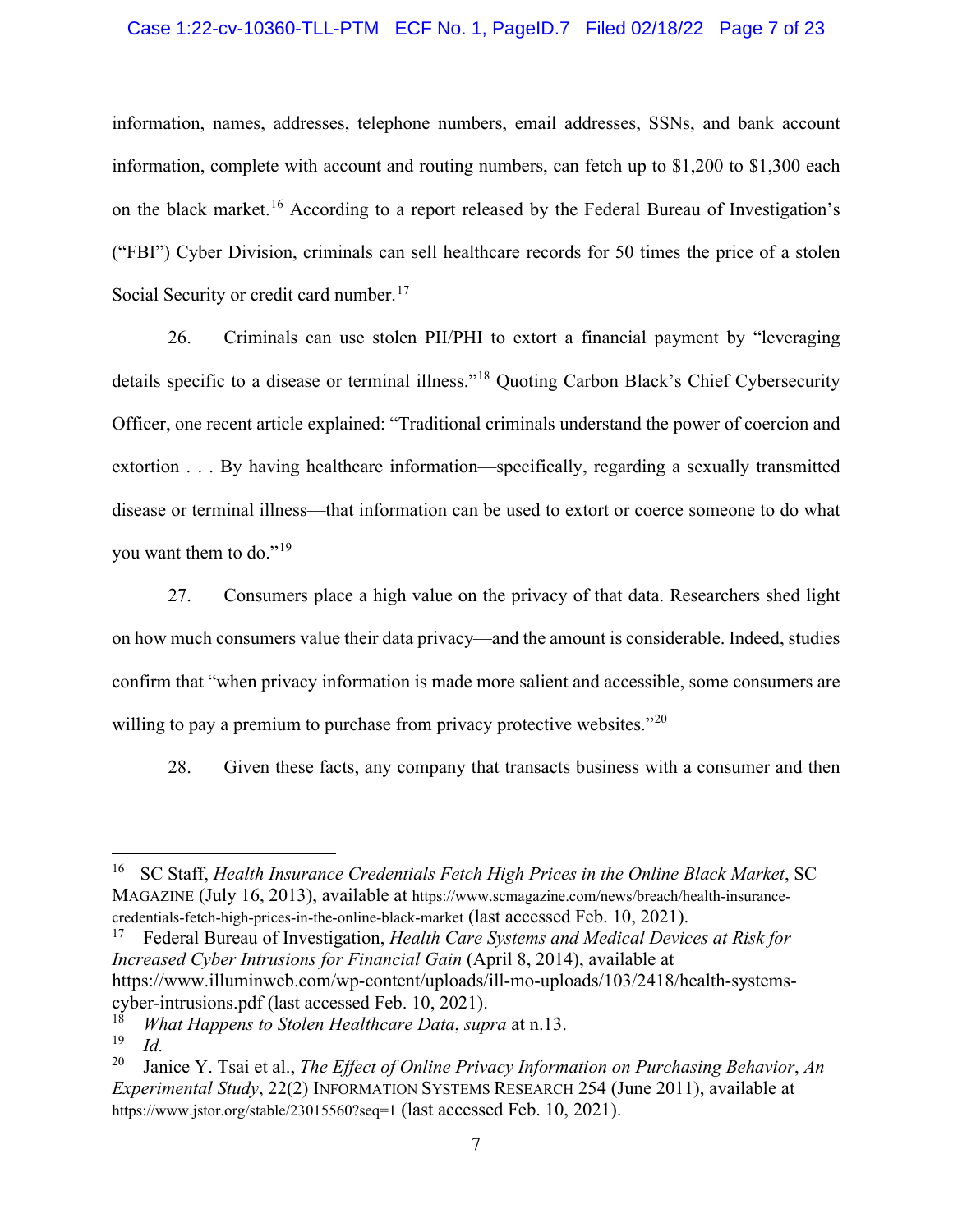information, names, addresses, telephone numbers, email addresses, SSNs, and bank account information, complete with account and routing numbers, can fetch up to $1,200 to $1,300 each on the black market.[16] According to a report released by the Federal Bureau of Investigation's ("FBI") Cyber Division, criminals can sell healthcare records for 50 times the price of a stolen Social Security or credit card number.[17]

26. Criminals can use stolen PII/PHI to extort a financial payment by "leveraging details specific to a disease or terminal illness."[18] Quoting Carbon Black's Chief Cybersecurity Officer, one recent article explained: "Traditional criminals understand the power of coercion and extortion . . . By having healthcare information—specifically, regarding a sexually transmitted disease or terminal illness—that information can be used to extort or coerce someone to do what you want them to do."[19]

27. Consumers place a high value on the privacy of that data. Researchers shed light on how much consumers value their data privacy—and the amount is considerable. Indeed, studies confirm that "when privacy information is made more salient and accessible, some consumers are willing to pay a premium to purchase from privacy protective websites."[20]

28. Given these facts, any company that transacts business with a consumer and then

---

[16] SC Staff, *Health Insurance Credentials Fetch High Prices in the Online Black Market*, SC MAGAZINE (July 16, 2013), available at https://www.scmagazine.com/news/breach/health-insurance-credentials-fetch-high-prices-in-the-online-black-market (last accessed Feb. 10, 2021).

[17] Federal Bureau of Investigation, *Health Care Systems and Medical Devices at Risk for Increased Cyber Intrusions for Financial Gain* (April 8, 2014), available at https://www.illuminweb.com/wp-content/uploads/ill-mo-uploads/103/2418/health-systems-cyber-intrusions.pdf (last accessed Feb. 10, 2021).

[18] *What Happens to Stolen Healthcare Data*, *supra* at n.13.

[19] *Id.*

[20] Janice Y. Tsai et al., *The Effect of Online Privacy Information on Purchasing Behavior*, *An Experimental Study*, 22(2) INFORMATION SYSTEMS RESEARCH 254 (June 2011), available at https://www.jstor.org/stable/23015560?seq=1 (last accessed Feb. 10, 2021).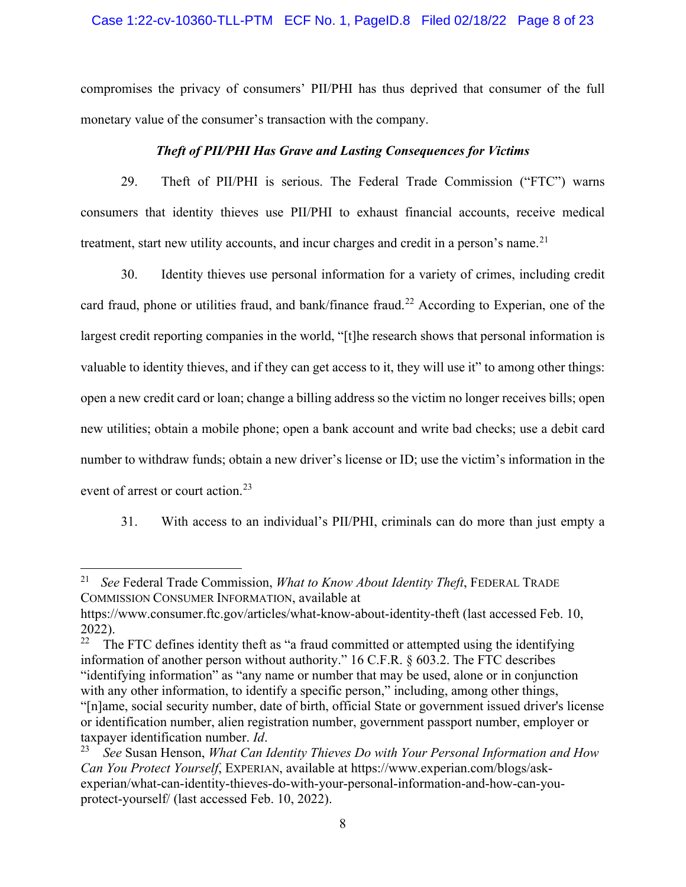compromises the privacy of consumers' PII/PHI has thus deprived that consumer of the full monetary value of the consumer's transaction with the company.

### *Theft of PII/PHI Has Grave and Lasting Consequences for Victims*

29. Theft of PII/PHI is serious. The Federal Trade Commission ("FTC") warns consumers that identity thieves use PII/PHI to exhaust financial accounts, receive medical treatment, start new utility accounts, and incur charges and credit in a person's name.[21]

30. Identity thieves use personal information for a variety of crimes, including credit card fraud, phone or utilities fraud, and bank/finance fraud.[22] According to Experian, one of the largest credit reporting companies in the world, "[t]he research shows that personal information is valuable to identity thieves, and if they can get access to it, they will use it" to among other things: open a new credit card or loan; change a billing address so the victim no longer receives bills; open new utilities; obtain a mobile phone; open a bank account and write bad checks; use a debit card number to withdraw funds; obtain a new driver's license or ID; use the victim's information in the event of arrest or court action.[23]

31. With access to an individual's PII/PHI, criminals can do more than just empty a

---

[21] *See* Federal Trade Commission, *What to Know About Identity Theft*, FEDERAL TRADE COMMISSION CONSUMER INFORMATION, available at https://www.consumer.ftc.gov/articles/what-know-about-identity-theft (last accessed Feb. 10, 2022).

[22] The FTC defines identity theft as "a fraud committed or attempted using the identifying information of another person without authority." 16 C.F.R. § 603.2. The FTC describes "identifying information" as "any name or number that may be used, alone or in conjunction with any other information, to identify a specific person," including, among other things, "[n]ame, social security number, date of birth, official State or government issued driver's license or identification number, alien registration number, government passport number, employer or taxpayer identification number. *Id*.

[23] *See* Susan Henson, *What Can Identity Thieves Do with Your Personal Information and How Can You Protect Yourself*, EXPERIAN, available at https://www.experian.com/blogs/ask-experian/what-can-identity-thieves-do-with-your-personal-information-and-how-can-you-protect-yourself/ (last accessed Feb. 10, 2022).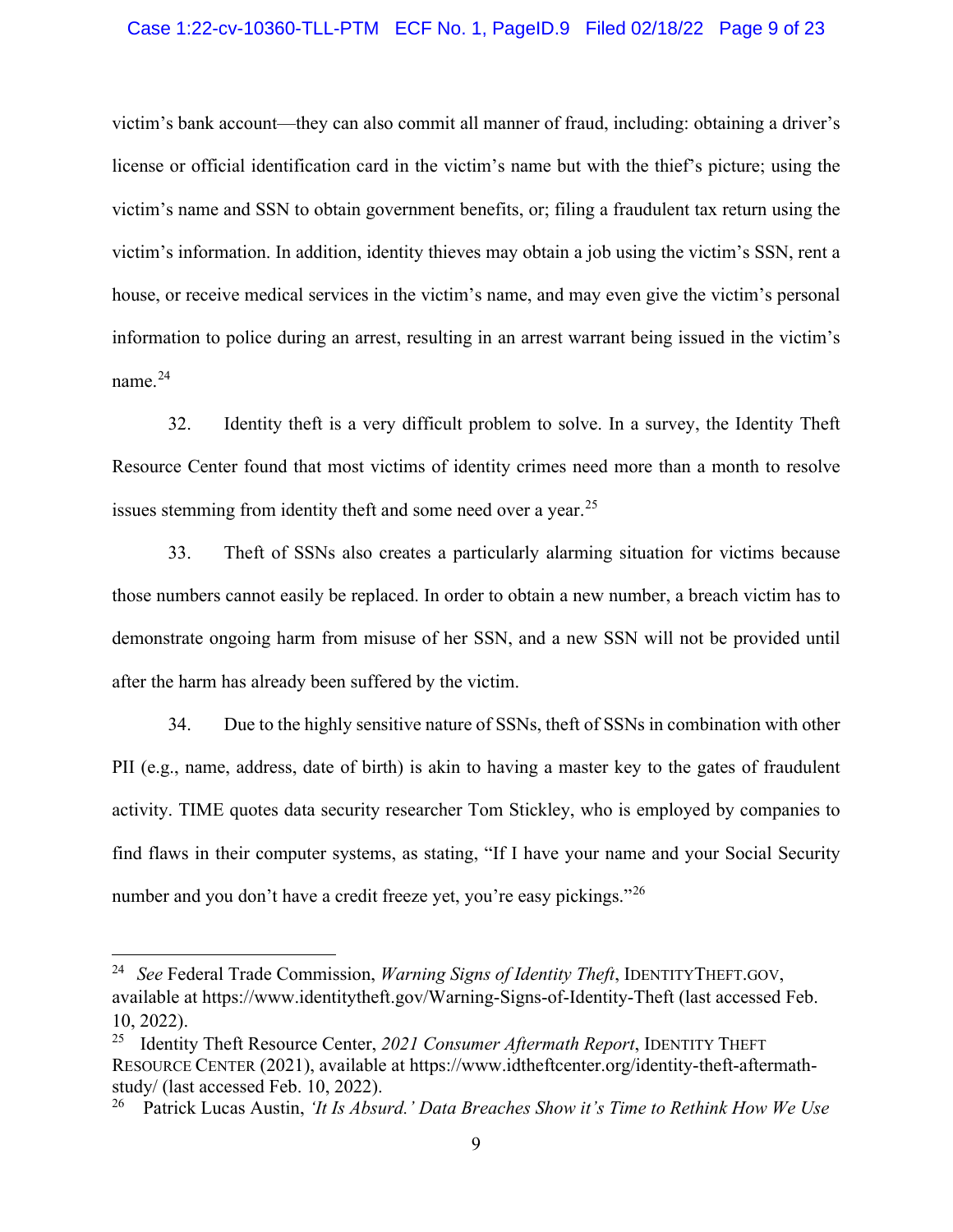victim's bank account—they can also commit all manner of fraud, including: obtaining a driver's license or official identification card in the victim's name but with the thief's picture; using the victim's name and SSN to obtain government benefits, or; filing a fraudulent tax return using the victim's information. In addition, identity thieves may obtain a job using the victim's SSN, rent a house, or receive medical services in the victim's name, and may even give the victim's personal information to police during an arrest, resulting in an arrest warrant being issued in the victim's name.[24]

32. Identity theft is a very difficult problem to solve. In a survey, the Identity Theft Resource Center found that most victims of identity crimes need more than a month to resolve issues stemming from identity theft and some need over a year.[25]

33. Theft of SSNs also creates a particularly alarming situation for victims because those numbers cannot easily be replaced. In order to obtain a new number, a breach victim has to demonstrate ongoing harm from misuse of her SSN, and a new SSN will not be provided until after the harm has already been suffered by the victim.

34. Due to the highly sensitive nature of SSNs, theft of SSNs in combination with other PII (e.g., name, address, date of birth) is akin to having a master key to the gates of fraudulent activity. TIME quotes data security researcher Tom Stickley, who is employed by companies to find flaws in their computer systems, as stating, "If I have your name and your Social Security number and you don't have a credit freeze yet, you're easy pickings."[26]

---

[24] *See* Federal Trade Commission, *Warning Signs of Identity Theft*, IDENTITYTHEFT.GOV, available at https://www.identitytheft.gov/Warning-Signs-of-Identity-Theft (last accessed Feb. 10, 2022).

[25] Identity Theft Resource Center, *2021 Consumer Aftermath Report*, IDENTITY THEFT RESOURCE CENTER (2021), available at https://www.idtheftcenter.org/identity-theft-aftermath-study/ (last accessed Feb. 10, 2022).

[26] Patrick Lucas Austin, *'It Is Absurd.' Data Breaches Show it's Time to Rethink How We Use*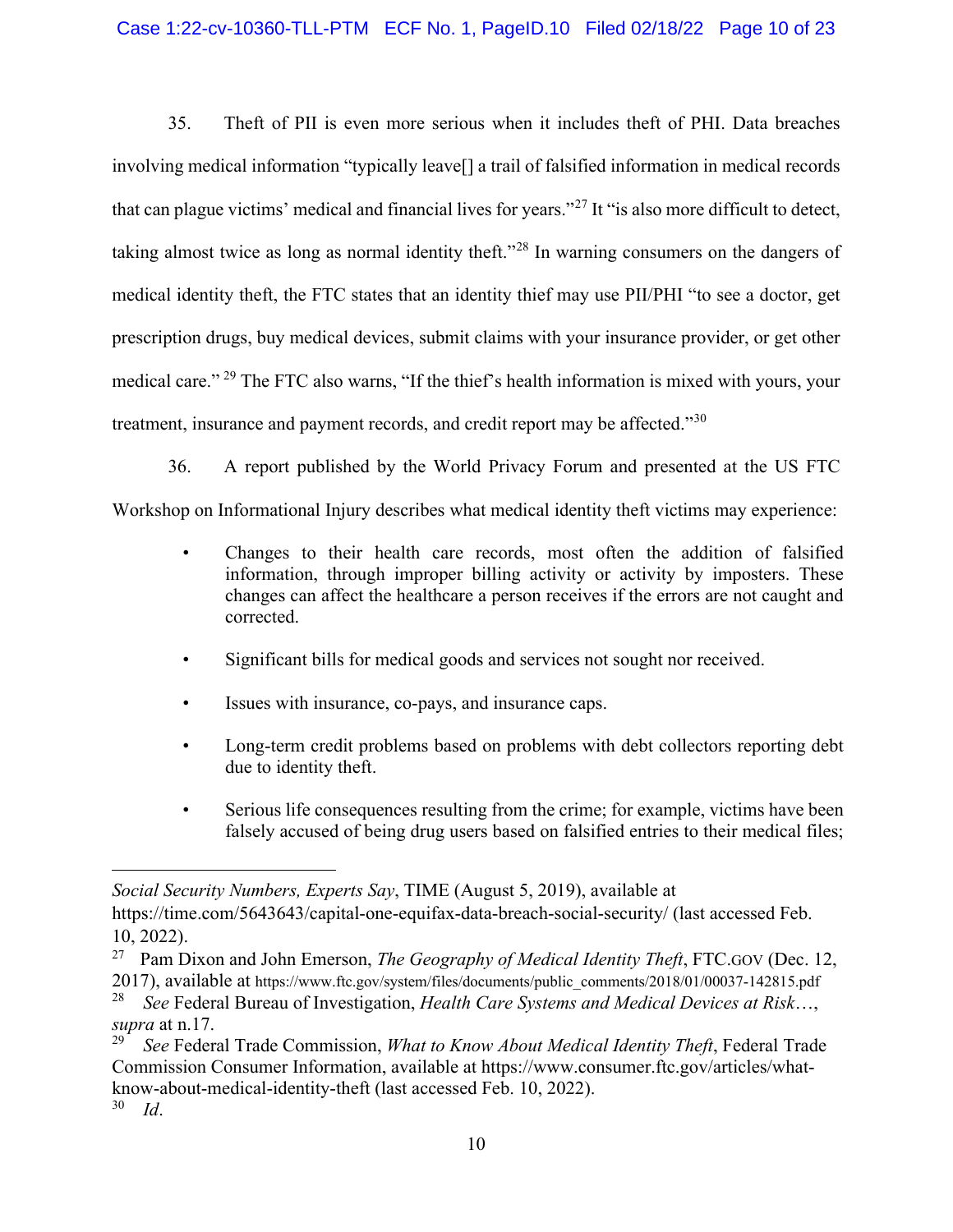35. Theft of PII is even more serious when it includes theft of PHI. Data breaches involving medical information "typically leave[] a trail of falsified information in medical records that can plague victims' medical and financial lives for years."[27] It "is also more difficult to detect, taking almost twice as long as normal identity theft."[28] In warning consumers on the dangers of medical identity theft, the FTC states that an identity thief may use PII/PHI "to see a doctor, get prescription drugs, buy medical devices, submit claims with your insurance provider, or get other medical care." [29] The FTC also warns, "If the thief's health information is mixed with yours, your treatment, insurance and payment records, and credit report may be affected."[30]

36. A report published by the World Privacy Forum and presented at the US FTC Workshop on Informational Injury describes what medical identity theft victims may experience:

- Changes to their health care records, most often the addition of falsified information, through improper billing activity or activity by imposters. These changes can affect the healthcare a person receives if the errors are not caught and corrected.
- Significant bills for medical goods and services not sought nor received.
- Issues with insurance, co-pays, and insurance caps.
- Long-term credit problems based on problems with debt collectors reporting debt due to identity theft.
- Serious life consequences resulting from the crime; for example, victims have been falsely accused of being drug users based on falsified entries to their medical files;

---

*Social Security Numbers, Experts Say*, TIME (August 5, 2019), available at https://time.com/5643643/capital-one-equifax-data-breach-social-security/ (last accessed Feb. 10, 2022).

[27] Pam Dixon and John Emerson, *The Geography of Medical Identity Theft*, FTC.GOV (Dec. 12, 2017), available at https://www.ftc.gov/system/files/documents/public_comments/2018/01/00037-142815.pdf

[28] *See* Federal Bureau of Investigation, *Health Care Systems and Medical Devices at Risk*…, *supra* at n.17.

[29] *See* Federal Trade Commission, *What to Know About Medical Identity Theft*, Federal Trade Commission Consumer Information, available at https://www.consumer.ftc.gov/articles/what-know-about-medical-identity-theft (last accessed Feb. 10, 2022).

[30] *Id*.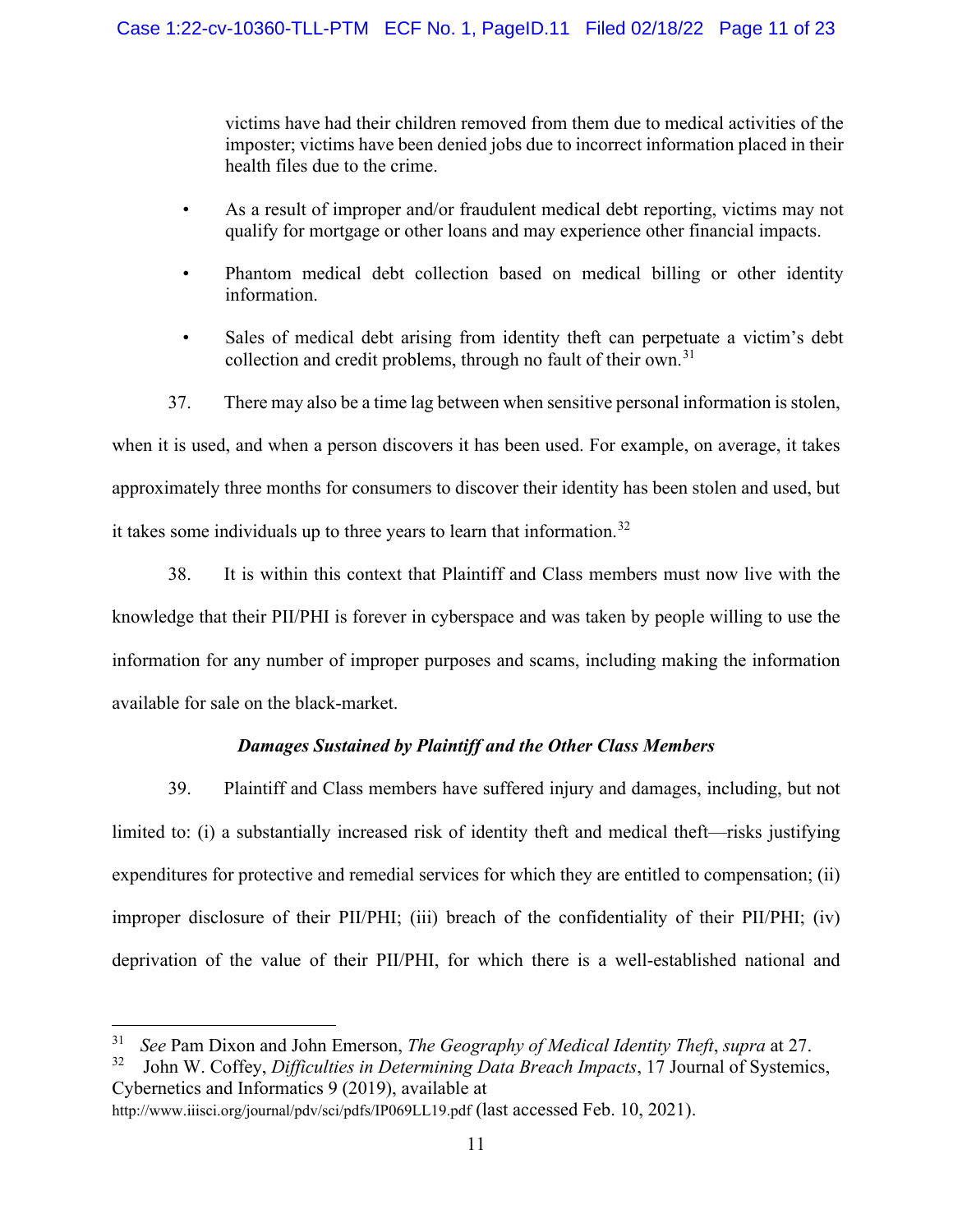victims have had their children removed from them due to medical activities of the imposter; victims have been denied jobs due to incorrect information placed in their health files due to the crime.

- As a result of improper and/or fraudulent medical debt reporting, victims may not qualify for mortgage or other loans and may experience other financial impacts.
- Phantom medical debt collection based on medical billing or other identity information.
- Sales of medical debt arising from identity theft can perpetuate a victim's debt collection and credit problems, through no fault of their own.[31]

37. There may also be a time lag between when sensitive personal information is stolen, when it is used, and when a person discovers it has been used. For example, on average, it takes approximately three months for consumers to discover their identity has been stolen and used, but it takes some individuals up to three years to learn that information.[32]

38. It is within this context that Plaintiff and Class members must now live with the knowledge that their PII/PHI is forever in cyberspace and was taken by people willing to use the information for any number of improper purposes and scams, including making the information available for sale on the black-market.

### *Damages Sustained by Plaintiff and the Other Class Members*

39. Plaintiff and Class members have suffered injury and damages, including, but not limited to: (i) a substantially increased risk of identity theft and medical theft—risks justifying expenditures for protective and remedial services for which they are entitled to compensation; (ii) improper disclosure of their PII/PHI; (iii) breach of the confidentiality of their PII/PHI; (iv) deprivation of the value of their PII/PHI, for which there is a well-established national and

---

[31] *See* Pam Dixon and John Emerson, *The Geography of Medical Identity Theft*, *supra* at 27.

[32] John W. Coffey, *Difficulties in Determining Data Breach Impacts*, 17 Journal of Systemics, Cybernetics and Informatics 9 (2019), available at http://www.iiisci.org/journal/pdv/sci/pdfs/IP069LL19.pdf (last accessed Feb. 10, 2021).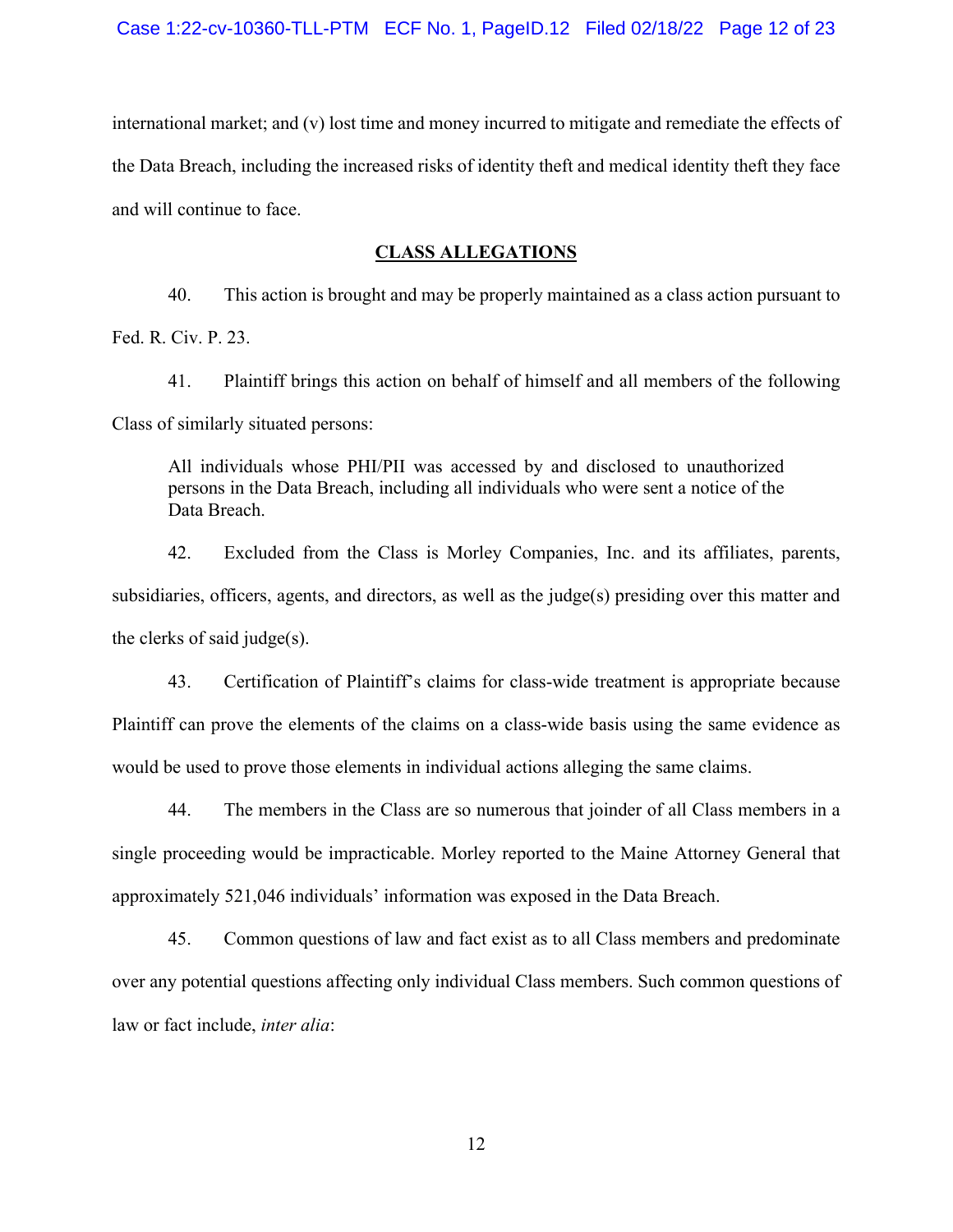international market; and (v) lost time and money incurred to mitigate and remediate the effects of the Data Breach, including the increased risks of identity theft and medical identity theft they face and will continue to face.

## CLASS ALLEGATIONS

40. This action is brought and may be properly maintained as a class action pursuant to Fed. R. Civ. P. 23.

41. Plaintiff brings this action on behalf of himself and all members of the following Class of similarly situated persons:

> All individuals whose PHI/PII was accessed by and disclosed to unauthorized persons in the Data Breach, including all individuals who were sent a notice of the Data Breach.

42. Excluded from the Class is Morley Companies, Inc. and its affiliates, parents, subsidiaries, officers, agents, and directors, as well as the judge(s) presiding over this matter and the clerks of said judge(s).

43. Certification of Plaintiff's claims for class-wide treatment is appropriate because Plaintiff can prove the elements of the claims on a class-wide basis using the same evidence as would be used to prove those elements in individual actions alleging the same claims.

44. The members in the Class are so numerous that joinder of all Class members in a single proceeding would be impracticable. Morley reported to the Maine Attorney General that approximately 521,046 individuals' information was exposed in the Data Breach.

45. Common questions of law and fact exist as to all Class members and predominate over any potential questions affecting only individual Class members. Such common questions of law or fact include, *inter alia*: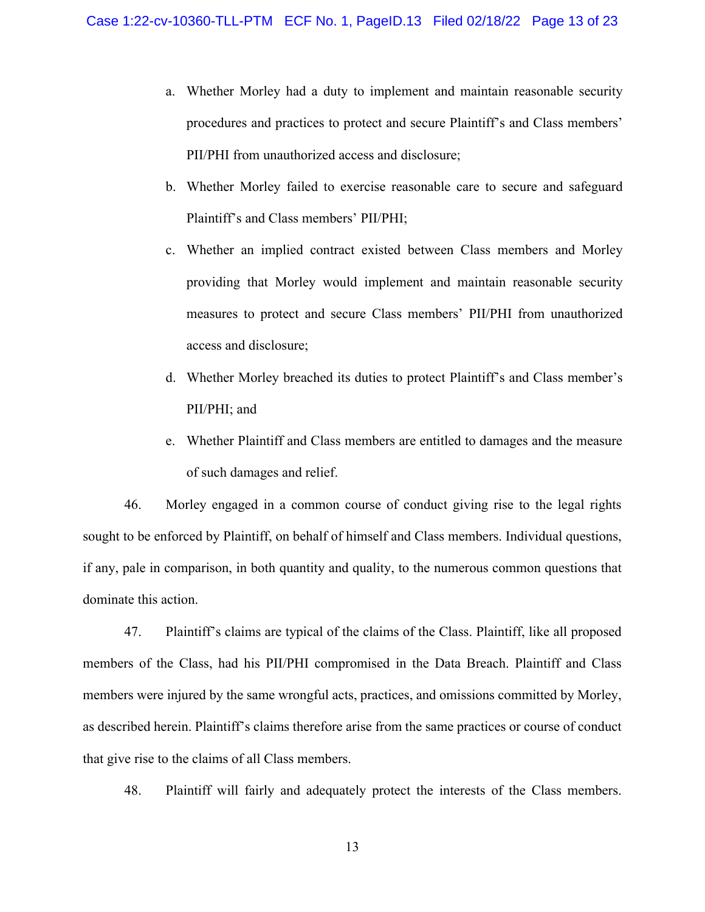a. Whether Morley had a duty to implement and maintain reasonable security procedures and practices to protect and secure Plaintiff's and Class members' PII/PHI from unauthorized access and disclosure;

b. Whether Morley failed to exercise reasonable care to secure and safeguard Plaintiff's and Class members' PII/PHI;

c. Whether an implied contract existed between Class members and Morley providing that Morley would implement and maintain reasonable security measures to protect and secure Class members' PII/PHI from unauthorized access and disclosure;

d. Whether Morley breached its duties to protect Plaintiff's and Class member's PII/PHI; and

e. Whether Plaintiff and Class members are entitled to damages and the measure of such damages and relief.

46. Morley engaged in a common course of conduct giving rise to the legal rights sought to be enforced by Plaintiff, on behalf of himself and Class members. Individual questions, if any, pale in comparison, in both quantity and quality, to the numerous common questions that dominate this action.

47. Plaintiff's claims are typical of the claims of the Class. Plaintiff, like all proposed members of the Class, had his PII/PHI compromised in the Data Breach. Plaintiff and Class members were injured by the same wrongful acts, practices, and omissions committed by Morley, as described herein. Plaintiff's claims therefore arise from the same practices or course of conduct that give rise to the claims of all Class members.

48. Plaintiff will fairly and adequately protect the interests of the Class members.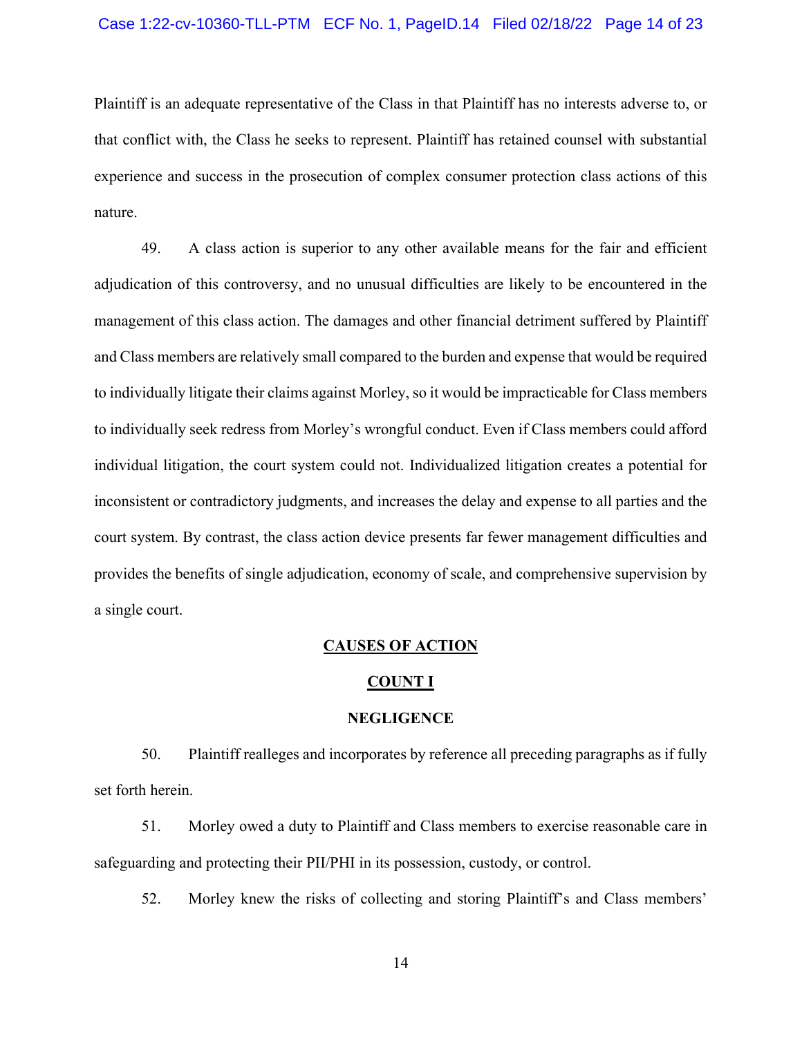Plaintiff is an adequate representative of the Class in that Plaintiff has no interests adverse to, or that conflict with, the Class he seeks to represent. Plaintiff has retained counsel with substantial experience and success in the prosecution of complex consumer protection class actions of this nature.

49. A class action is superior to any other available means for the fair and efficient adjudication of this controversy, and no unusual difficulties are likely to be encountered in the management of this class action. The damages and other financial detriment suffered by Plaintiff and Class members are relatively small compared to the burden and expense that would be required to individually litigate their claims against Morley, so it would be impracticable for Class members to individually seek redress from Morley's wrongful conduct. Even if Class members could afford individual litigation, the court system could not. Individualized litigation creates a potential for inconsistent or contradictory judgments, and increases the delay and expense to all parties and the court system. By contrast, the class action device presents far fewer management difficulties and provides the benefits of single adjudication, economy of scale, and comprehensive supervision by a single court.

## CAUSES OF ACTION

## COUNT I

## NEGLIGENCE

50. Plaintiff realleges and incorporates by reference all preceding paragraphs as if fully set forth herein.

51. Morley owed a duty to Plaintiff and Class members to exercise reasonable care in safeguarding and protecting their PII/PHI in its possession, custody, or control.

52. Morley knew the risks of collecting and storing Plaintiff's and Class members'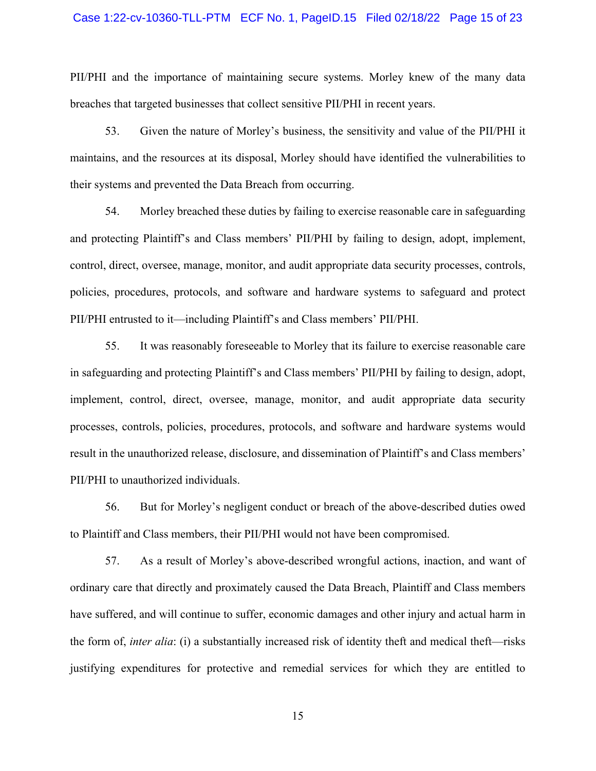PII/PHI and the importance of maintaining secure systems. Morley knew of the many data breaches that targeted businesses that collect sensitive PII/PHI in recent years.

53. Given the nature of Morley's business, the sensitivity and value of the PII/PHI it maintains, and the resources at its disposal, Morley should have identified the vulnerabilities to their systems and prevented the Data Breach from occurring.

54. Morley breached these duties by failing to exercise reasonable care in safeguarding and protecting Plaintiff's and Class members' PII/PHI by failing to design, adopt, implement, control, direct, oversee, manage, monitor, and audit appropriate data security processes, controls, policies, procedures, protocols, and software and hardware systems to safeguard and protect PII/PHI entrusted to it—including Plaintiff's and Class members' PII/PHI.

55. It was reasonably foreseeable to Morley that its failure to exercise reasonable care in safeguarding and protecting Plaintiff's and Class members' PII/PHI by failing to design, adopt, implement, control, direct, oversee, manage, monitor, and audit appropriate data security processes, controls, policies, procedures, protocols, and software and hardware systems would result in the unauthorized release, disclosure, and dissemination of Plaintiff's and Class members' PII/PHI to unauthorized individuals.

56. But for Morley's negligent conduct or breach of the above-described duties owed to Plaintiff and Class members, their PII/PHI would not have been compromised.

57. As a result of Morley's above-described wrongful actions, inaction, and want of ordinary care that directly and proximately caused the Data Breach, Plaintiff and Class members have suffered, and will continue to suffer, economic damages and other injury and actual harm in the form of, *inter alia*: (i) a substantially increased risk of identity theft and medical theft—risks justifying expenditures for protective and remedial services for which they are entitled to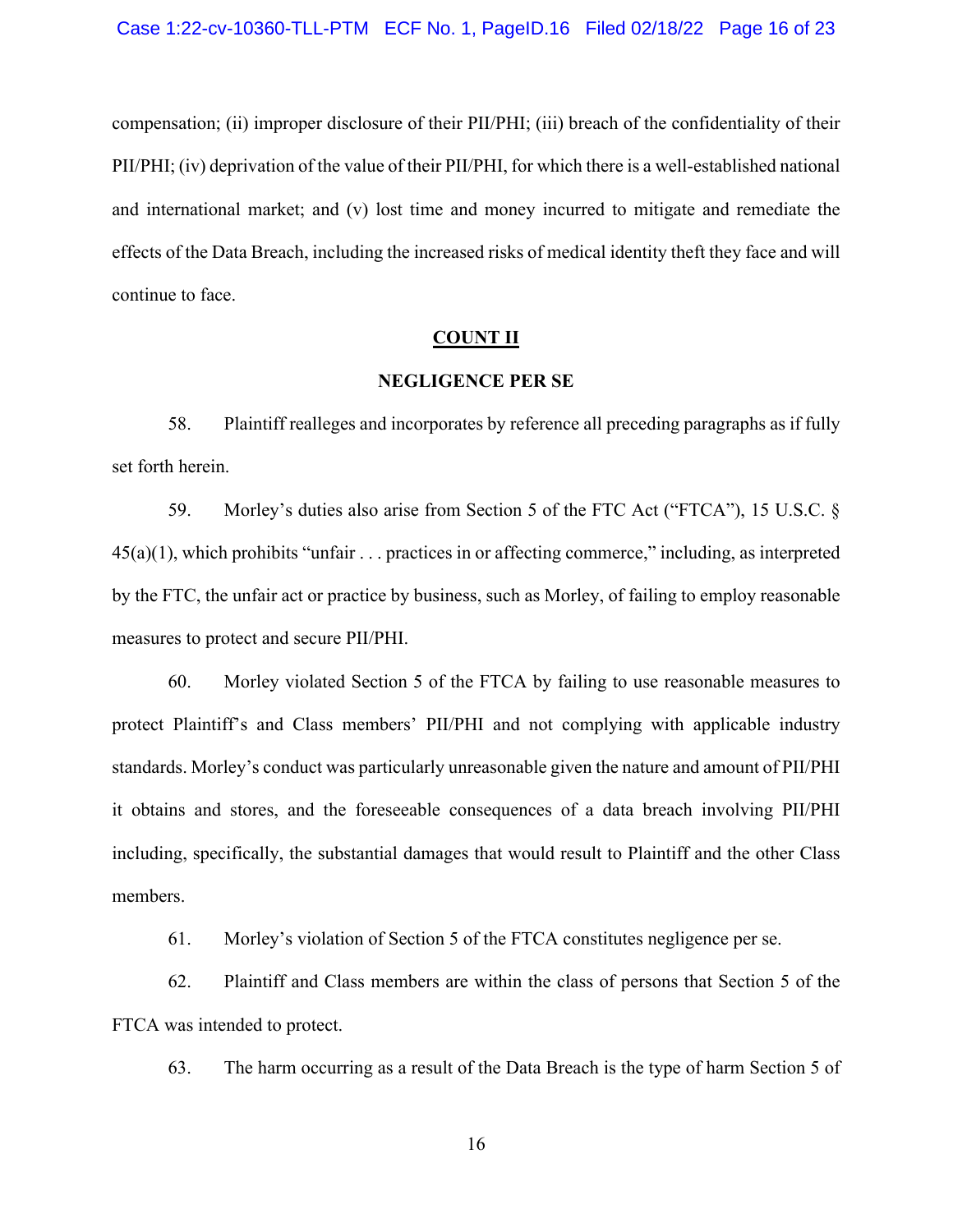compensation; (ii) improper disclosure of their PII/PHI; (iii) breach of the confidentiality of their PII/PHI; (iv) deprivation of the value of their PII/PHI, for which there is a well-established national and international market; and (v) lost time and money incurred to mitigate and remediate the effects of the Data Breach, including the increased risks of medical identity theft they face and will continue to face.

## COUNT II

### NEGLIGENCE PER SE

58. Plaintiff realleges and incorporates by reference all preceding paragraphs as if fully set forth herein.

59. Morley's duties also arise from Section 5 of the FTC Act ("FTCA"), 15 U.S.C. § 45(a)(1), which prohibits "unfair . . . practices in or affecting commerce," including, as interpreted by the FTC, the unfair act or practice by business, such as Morley, of failing to employ reasonable measures to protect and secure PII/PHI.

60. Morley violated Section 5 of the FTCA by failing to use reasonable measures to protect Plaintiff's and Class members' PII/PHI and not complying with applicable industry standards. Morley's conduct was particularly unreasonable given the nature and amount of PII/PHI it obtains and stores, and the foreseeable consequences of a data breach involving PII/PHI including, specifically, the substantial damages that would result to Plaintiff and the other Class members.

61. Morley's violation of Section 5 of the FTCA constitutes negligence per se.

62. Plaintiff and Class members are within the class of persons that Section 5 of the FTCA was intended to protect.

63. The harm occurring as a result of the Data Breach is the type of harm Section 5 of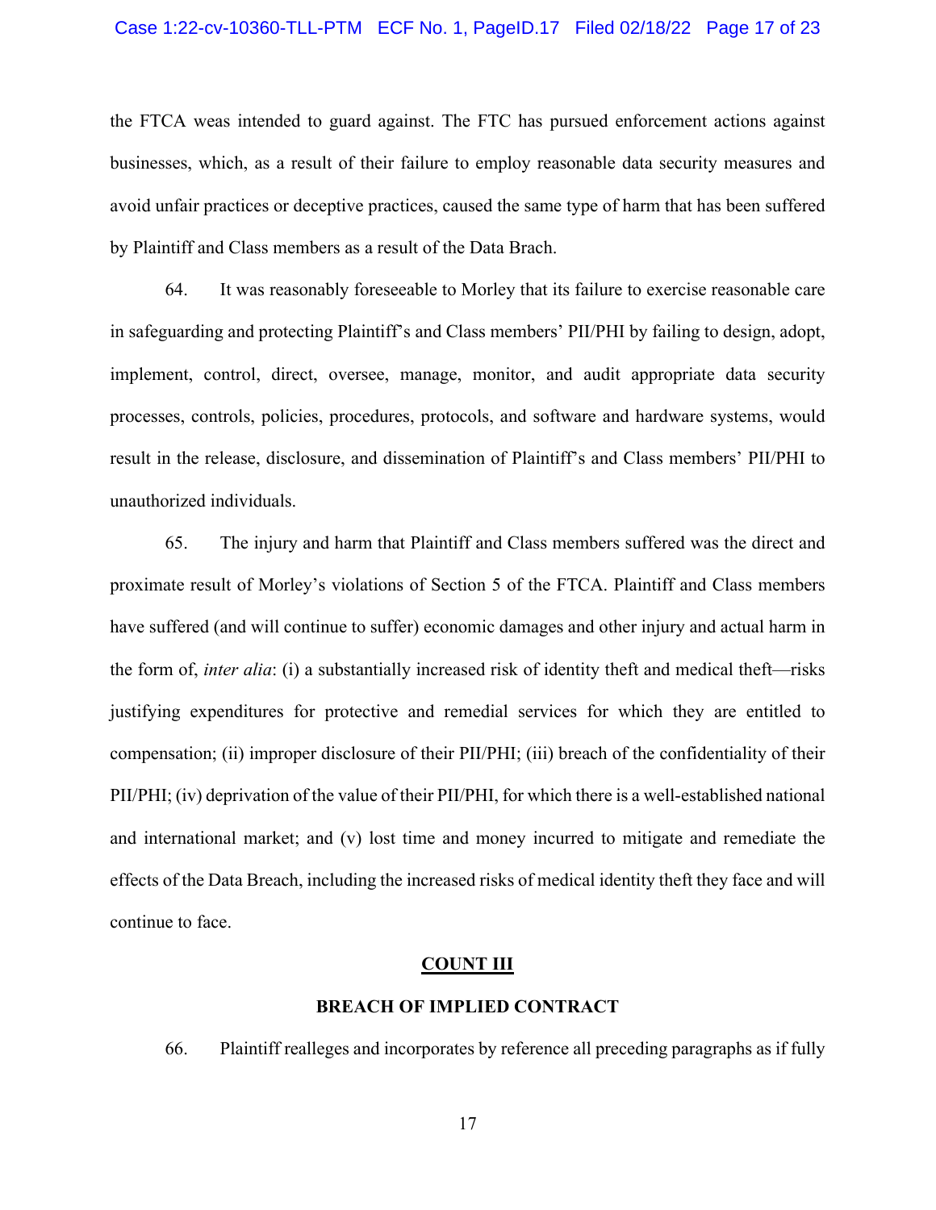the FTCA weas intended to guard against. The FTC has pursued enforcement actions against businesses, which, as a result of their failure to employ reasonable data security measures and avoid unfair practices or deceptive practices, caused the same type of harm that has been suffered by Plaintiff and Class members as a result of the Data Brach.

64. It was reasonably foreseeable to Morley that its failure to exercise reasonable care in safeguarding and protecting Plaintiff's and Class members' PII/PHI by failing to design, adopt, implement, control, direct, oversee, manage, monitor, and audit appropriate data security processes, controls, policies, procedures, protocols, and software and hardware systems, would result in the release, disclosure, and dissemination of Plaintiff's and Class members' PII/PHI to unauthorized individuals.

65. The injury and harm that Plaintiff and Class members suffered was the direct and proximate result of Morley's violations of Section 5 of the FTCA. Plaintiff and Class members have suffered (and will continue to suffer) economic damages and other injury and actual harm in the form of, *inter alia*: (i) a substantially increased risk of identity theft and medical theft—risks justifying expenditures for protective and remedial services for which they are entitled to compensation; (ii) improper disclosure of their PII/PHI; (iii) breach of the confidentiality of their PII/PHI; (iv) deprivation of the value of their PII/PHI, for which there is a well-established national and international market; and (v) lost time and money incurred to mitigate and remediate the effects of the Data Breach, including the increased risks of medical identity theft they face and will continue to face.

## COUNT III

### BREACH OF IMPLIED CONTRACT

66. Plaintiff realleges and incorporates by reference all preceding paragraphs as if fully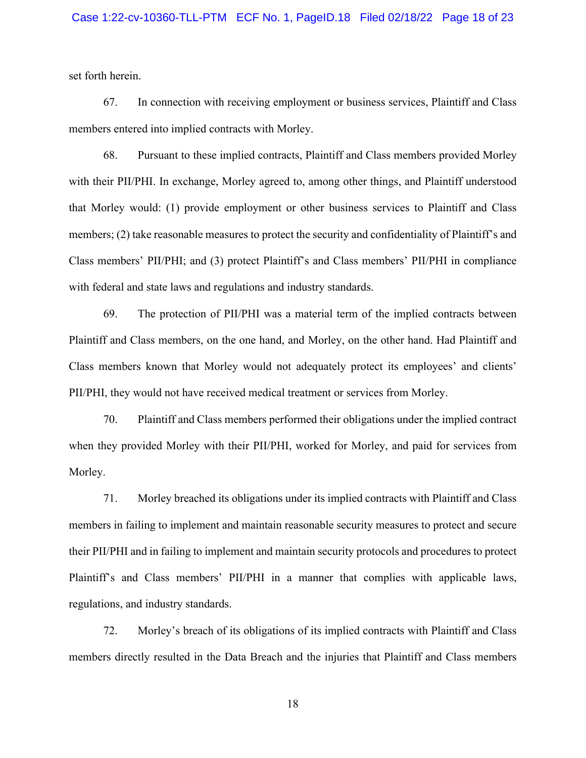set forth herein.

67. In connection with receiving employment or business services, Plaintiff and Class members entered into implied contracts with Morley.

68. Pursuant to these implied contracts, Plaintiff and Class members provided Morley with their PII/PHI. In exchange, Morley agreed to, among other things, and Plaintiff understood that Morley would: (1) provide employment or other business services to Plaintiff and Class members; (2) take reasonable measures to protect the security and confidentiality of Plaintiff's and Class members' PII/PHI; and (3) protect Plaintiff's and Class members' PII/PHI in compliance with federal and state laws and regulations and industry standards.

69. The protection of PII/PHI was a material term of the implied contracts between Plaintiff and Class members, on the one hand, and Morley, on the other hand. Had Plaintiff and Class members known that Morley would not adequately protect its employees' and clients' PII/PHI, they would not have received medical treatment or services from Morley.

70. Plaintiff and Class members performed their obligations under the implied contract when they provided Morley with their PII/PHI, worked for Morley, and paid for services from Morley.

71. Morley breached its obligations under its implied contracts with Plaintiff and Class members in failing to implement and maintain reasonable security measures to protect and secure their PII/PHI and in failing to implement and maintain security protocols and procedures to protect Plaintiff's and Class members' PII/PHI in a manner that complies with applicable laws, regulations, and industry standards.

72. Morley's breach of its obligations of its implied contracts with Plaintiff and Class members directly resulted in the Data Breach and the injuries that Plaintiff and Class members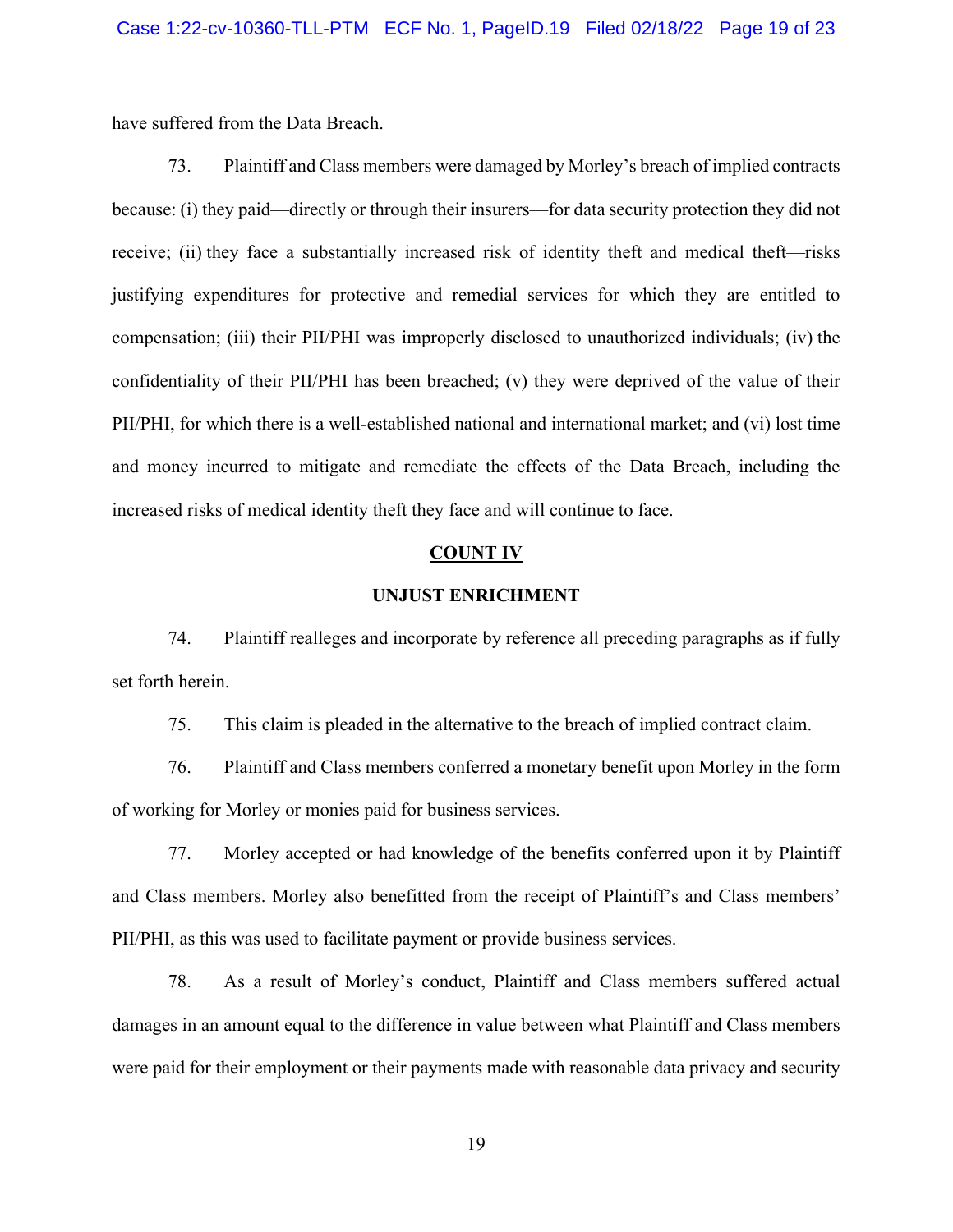have suffered from the Data Breach.

73. Plaintiff and Class members were damaged by Morley's breach of implied contracts because: (i) they paid—directly or through their insurers—for data security protection they did not receive; (ii) they face a substantially increased risk of identity theft and medical theft—risks justifying expenditures for protective and remedial services for which they are entitled to compensation; (iii) their PII/PHI was improperly disclosed to unauthorized individuals; (iv) the confidentiality of their PII/PHI has been breached; (v) they were deprived of the value of their PII/PHI, for which there is a well-established national and international market; and (vi) lost time and money incurred to mitigate and remediate the effects of the Data Breach, including the increased risks of medical identity theft they face and will continue to face.

**COUNT IV**

**UNJUST ENRICHMENT**

74. Plaintiff realleges and incorporate by reference all preceding paragraphs as if fully set forth herein.

75. This claim is pleaded in the alternative to the breach of implied contract claim.

76. Plaintiff and Class members conferred a monetary benefit upon Morley in the form of working for Morley or monies paid for business services.

77. Morley accepted or had knowledge of the benefits conferred upon it by Plaintiff and Class members. Morley also benefitted from the receipt of Plaintiff's and Class members' PII/PHI, as this was used to facilitate payment or provide business services.

78. As a result of Morley's conduct, Plaintiff and Class members suffered actual damages in an amount equal to the difference in value between what Plaintiff and Class members were paid for their employment or their payments made with reasonable data privacy and security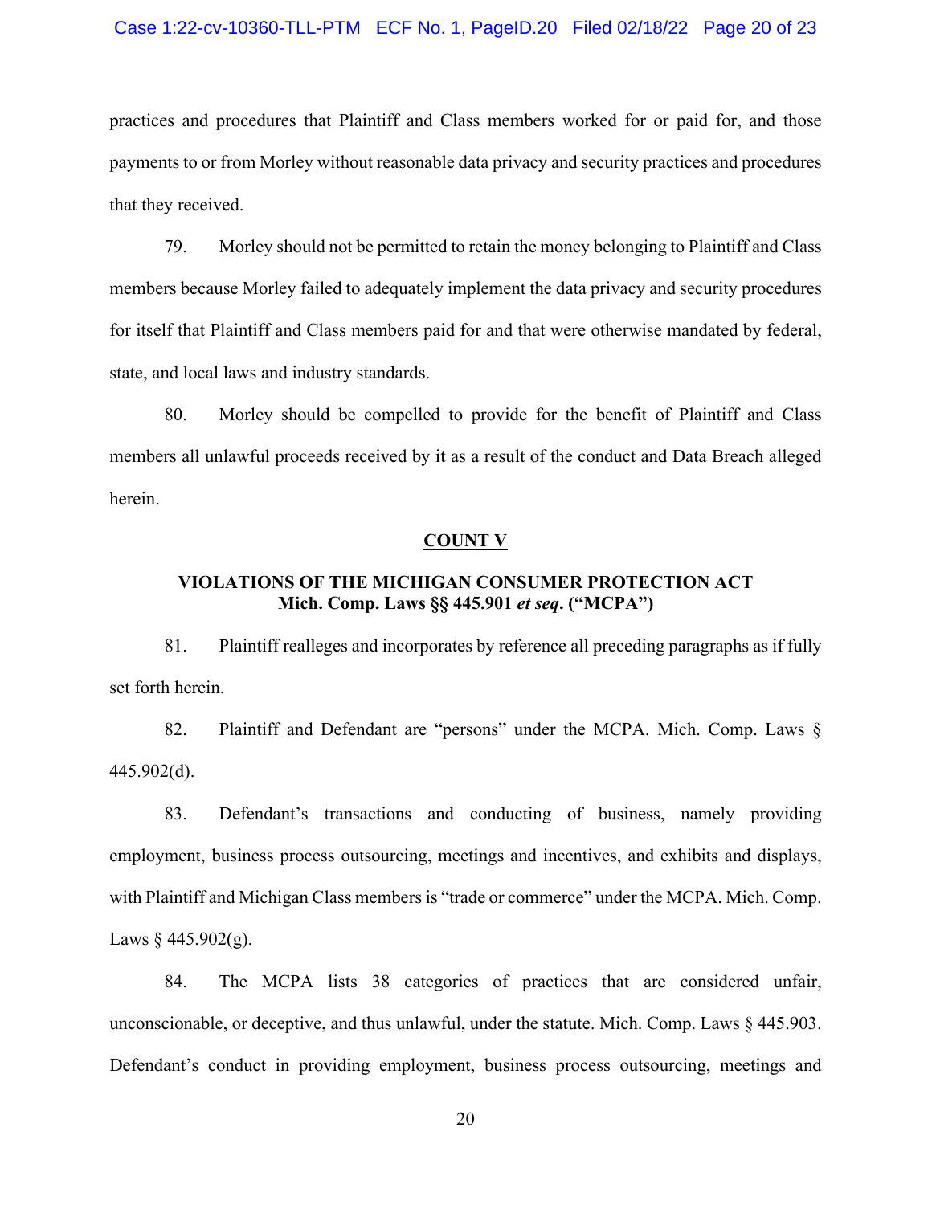practices and procedures that Plaintiff and Class members worked for or paid for, and those payments to or from Morley without reasonable data privacy and security practices and procedures that they received.

79. Morley should not be permitted to retain the money belonging to Plaintiff and Class members because Morley failed to adequately implement the data privacy and security procedures for itself that Plaintiff and Class members paid for and that were otherwise mandated by federal, state, and local laws and industry standards.

80. Morley should be compelled to provide for the benefit of Plaintiff and Class members all unlawful proceeds received by it as a result of the conduct and Data Breach alleged herein.

**COUNT V**

**VIOLATIONS OF THE MICHIGAN CONSUMER PROTECTION ACT**
**Mich. Comp. Laws §§ 445.901 *et seq*. ("MCPA")**

81. Plaintiff realleges and incorporates by reference all preceding paragraphs as if fully set forth herein.

82. Plaintiff and Defendant are "persons" under the MCPA. Mich. Comp. Laws § 445.902(d).

83. Defendant's transactions and conducting of business, namely providing employment, business process outsourcing, meetings and incentives, and exhibits and displays, with Plaintiff and Michigan Class members is "trade or commerce" under the MCPA. Mich. Comp. Laws § 445.902(g).

84. The MCPA lists 38 categories of practices that are considered unfair, unconscionable, or deceptive, and thus unlawful, under the statute. Mich. Comp. Laws § 445.903. Defendant's conduct in providing employment, business process outsourcing, meetings and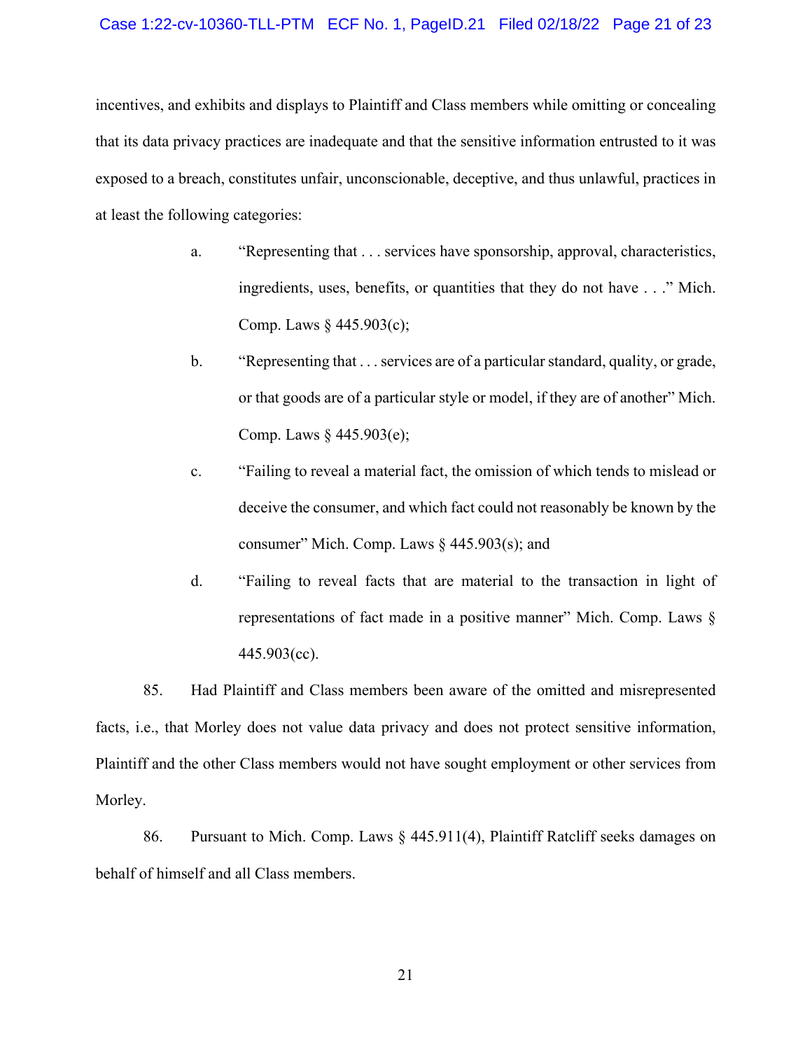incentives, and exhibits and displays to Plaintiff and Class members while omitting or concealing that its data privacy practices are inadequate and that the sensitive information entrusted to it was exposed to a breach, constitutes unfair, unconscionable, deceptive, and thus unlawful, practices in at least the following categories:

a. "Representing that . . . services have sponsorship, approval, characteristics, ingredients, uses, benefits, or quantities that they do not have . . ." Mich. Comp. Laws § 445.903(c);

b. "Representing that . . . services are of a particular standard, quality, or grade, or that goods are of a particular style or model, if they are of another" Mich. Comp. Laws § 445.903(e);

c. "Failing to reveal a material fact, the omission of which tends to mislead or deceive the consumer, and which fact could not reasonably be known by the consumer" Mich. Comp. Laws § 445.903(s); and

d. "Failing to reveal facts that are material to the transaction in light of representations of fact made in a positive manner" Mich. Comp. Laws § 445.903(cc).

85. Had Plaintiff and Class members been aware of the omitted and misrepresented facts, i.e., that Morley does not value data privacy and does not protect sensitive information, Plaintiff and the other Class members would not have sought employment or other services from Morley.

86. Pursuant to Mich. Comp. Laws § 445.911(4), Plaintiff Ratcliff seeks damages on behalf of himself and all Class members.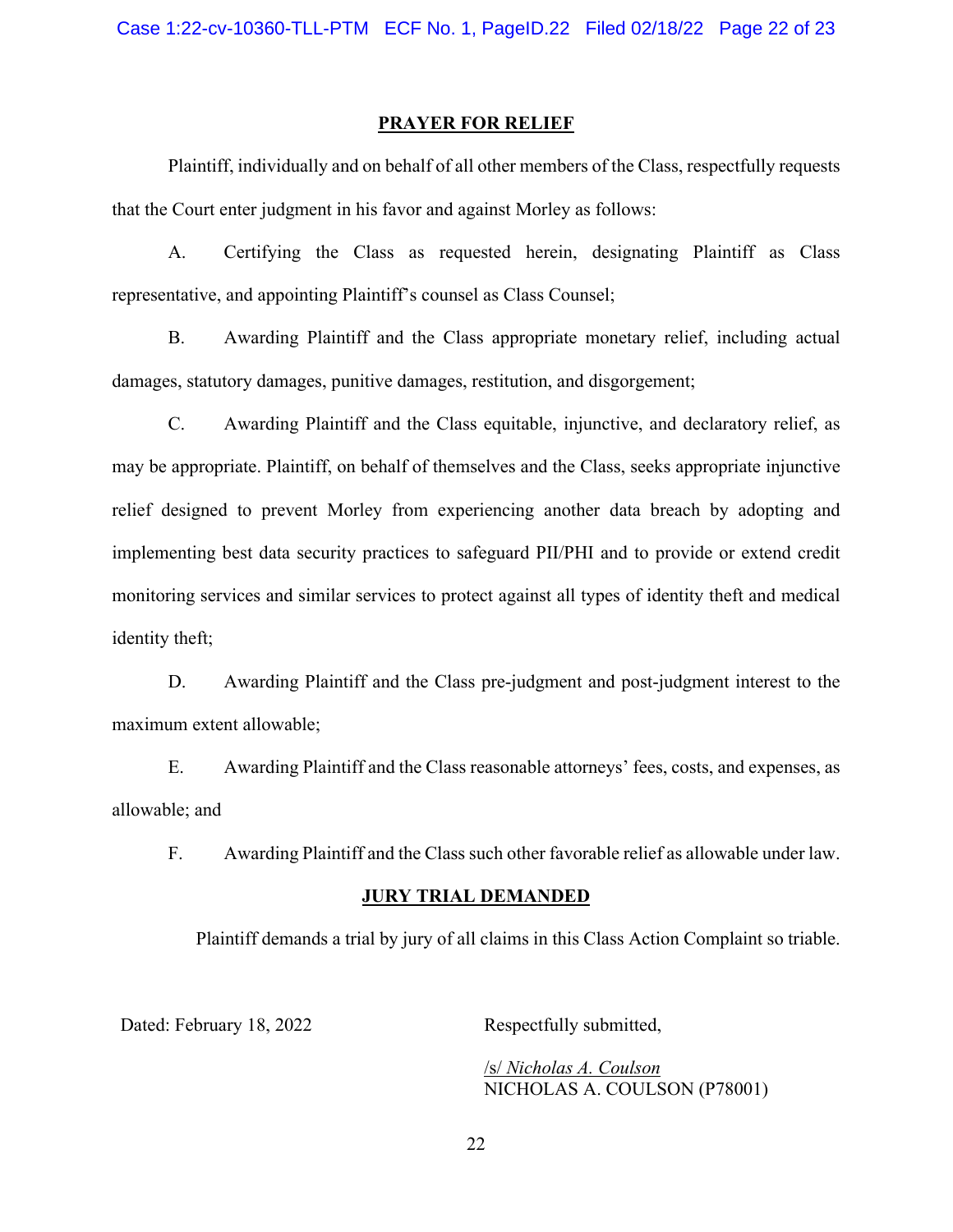## PRAYER FOR RELIEF

Plaintiff, individually and on behalf of all other members of the Class, respectfully requests that the Court enter judgment in his favor and against Morley as follows:

A. Certifying the Class as requested herein, designating Plaintiff as Class representative, and appointing Plaintiff's counsel as Class Counsel;

B. Awarding Plaintiff and the Class appropriate monetary relief, including actual damages, statutory damages, punitive damages, restitution, and disgorgement;

C. Awarding Plaintiff and the Class equitable, injunctive, and declaratory relief, as may be appropriate. Plaintiff, on behalf of themselves and the Class, seeks appropriate injunctive relief designed to prevent Morley from experiencing another data breach by adopting and implementing best data security practices to safeguard PII/PHI and to provide or extend credit monitoring services and similar services to protect against all types of identity theft and medical identity theft;

D. Awarding Plaintiff and the Class pre-judgment and post-judgment interest to the maximum extent allowable;

E. Awarding Plaintiff and the Class reasonable attorneys' fees, costs, and expenses, as allowable; and

F. Awarding Plaintiff and the Class such other favorable relief as allowable under law.

## JURY TRIAL DEMANDED

Plaintiff demands a trial by jury of all claims in this Class Action Complaint so triable.

Dated: February 18, 2022

Respectfully submitted,

/s/ *Nicholas A. Coulson*
NICHOLAS A. COULSON (P78001)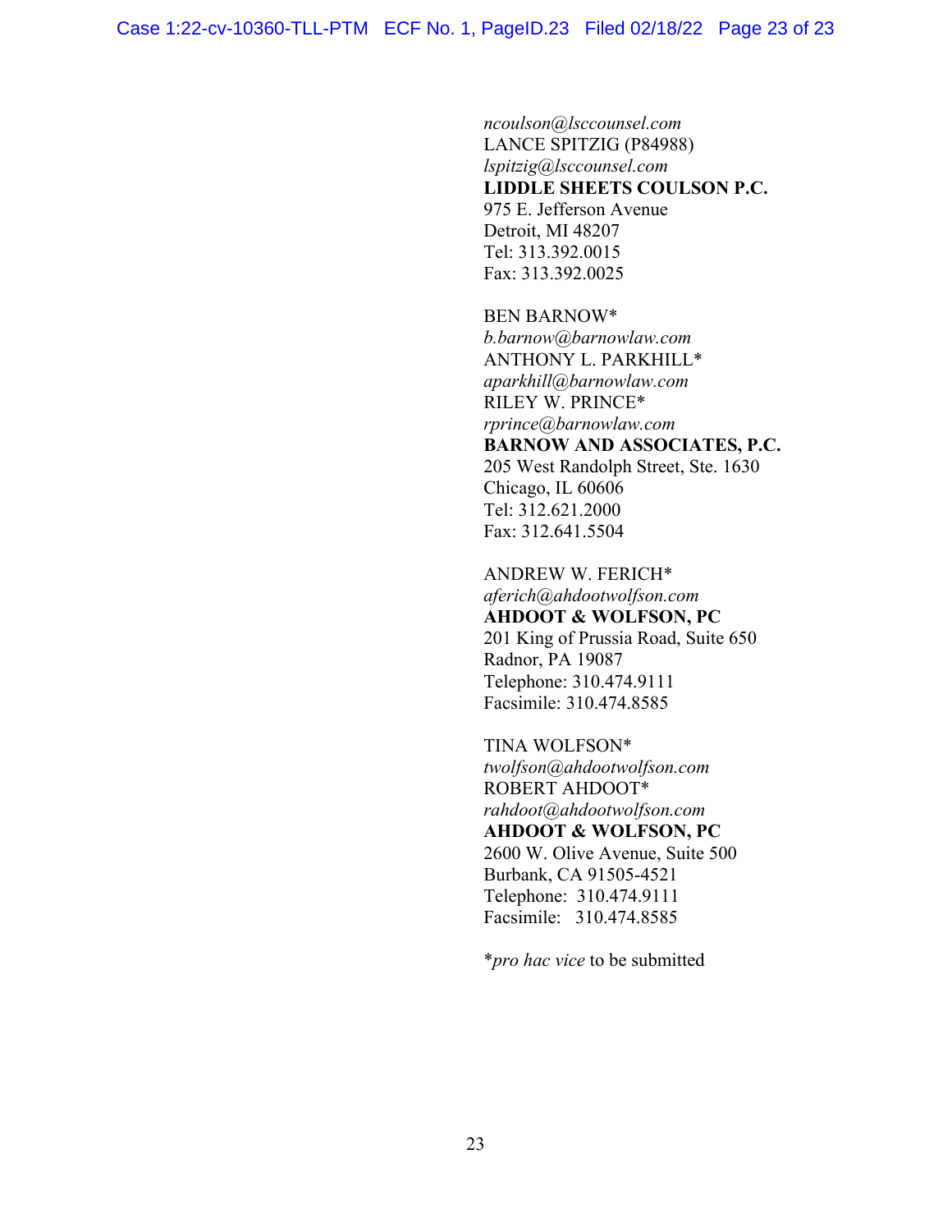*ncoulson@lsccounsel.com*
LANCE SPITZIG (P84988)
*lspitzig@lsccounsel.com*
**LIDDLE SHEETS COULSON P.C.**
975 E. Jefferson Avenue
Detroit, MI 48207
Tel: 313.392.0015
Fax: 313.392.0025

BEN BARNOW*
*b.barnow@barnowlaw.com*
ANTHONY L. PARKHILL*
*aparkhill@barnowlaw.com*
RILEY W. PRINCE*
*rprince@barnowlaw.com*
**BARNOW AND ASSOCIATES, P.C.**
205 West Randolph Street, Ste. 1630
Chicago, IL 60606
Tel: 312.621.2000
Fax: 312.641.5504

ANDREW W. FERICH*
*aferich@ahdootwolfson.com*
**AHDOOT & WOLFSON, PC**
201 King of Prussia Road, Suite 650
Radnor, PA 19087
Telephone: 310.474.9111
Facsimile: 310.474.8585

TINA WOLFSON*
*twolfson@ahdootwolfson.com*
ROBERT AHDOOT*
*rahdoot@ahdootwolfson.com*
**AHDOOT & WOLFSON, PC**
2600 W. Olive Avenue, Suite 500
Burbank, CA 91505-4521
Telephone: 310.474.9111
Facsimile: 310.474.8585

**pro hac vice* to be submitted